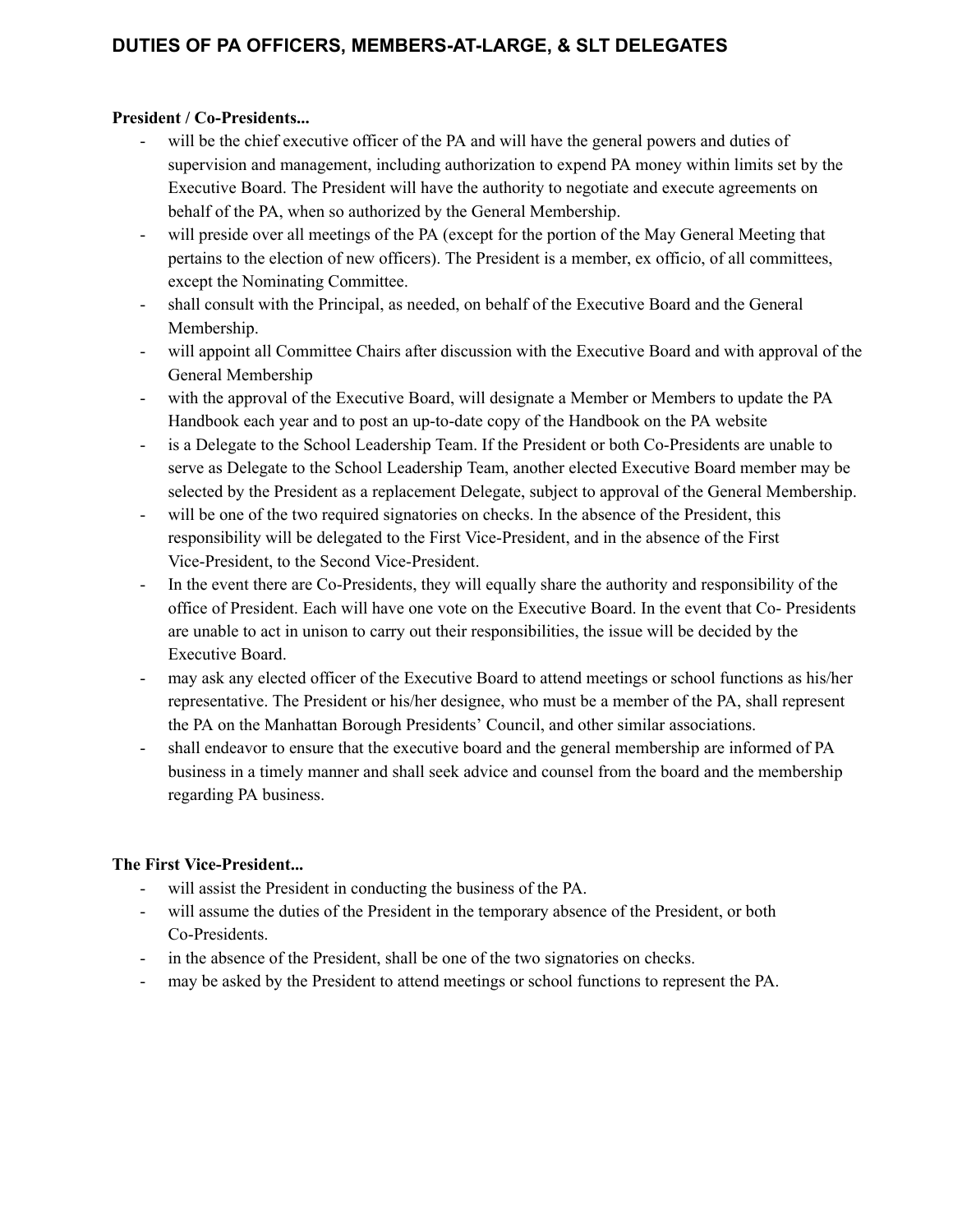# DUTIES OF PA OFFICERS, MEMBERS-AT-LARGE, & SLT DELEGATES

**President / Co-Presidents...**

- will be the chief executive officer of the PA and will have the general powers and duties of supervision and management, including authorization to expend PA money within limits set by the Executive Board. The President will have the authority to negotiate and execute agreements on behalf of the PA, when so authorized by the General Membership.
- will preside over all meetings of the PA (except for the portion of the May General Meeting that pertains to the election of new officers). The President is a member, ex officio, of all committees, except the Nominating Committee.
- shall consult with the Principal, as needed, on behalf of the Executive Board and the General Membership.
- will appoint all Committee Chairs after discussion with the Executive Board and with approval of the General Membership
- with the approval of the Executive Board, will designate a Member or Members to update the PA Handbook each year and to post an up-to-date copy of the Handbook on the PA website
- is a Delegate to the School Leadership Team. If the President or both Co-Presidents are unable to serve as Delegate to the School Leadership Team, another elected Executive Board member may be selected by the President as a replacement Delegate, subject to approval of the General Membership.
- will be one of the two required signatories on checks. In the absence of the President, this responsibility will be delegated to the First Vice-President, and in the absence of the First Vice-President, to the Second Vice-President.
- In the event there are Co-Presidents, they will equally share the authority and responsibility of the office of President. Each will have one vote on the Executive Board. In the event that Co- Presidents are unable to act in unison to carry out their responsibilities, the issue will be decided by the Executive Board.
- may ask any elected officer of the Executive Board to attend meetings or school functions as his/her representative. The President or his/her designee, who must be a member of the PA, shall represent the PA on the Manhattan Borough Presidents' Council, and other similar associations.
- shall endeavor to ensure that the executive board and the general membership are informed of PA business in a timely manner and shall seek advice and counsel from the board and the membership regarding PA business.

**The First Vice-President...**

- will assist the President in conducting the business of the PA.
- will assume the duties of the President in the temporary absence of the President, or both Co-Presidents.
- in the absence of the President, shall be one of the two signatories on checks.
- may be asked by the President to attend meetings or school functions to represent the PA.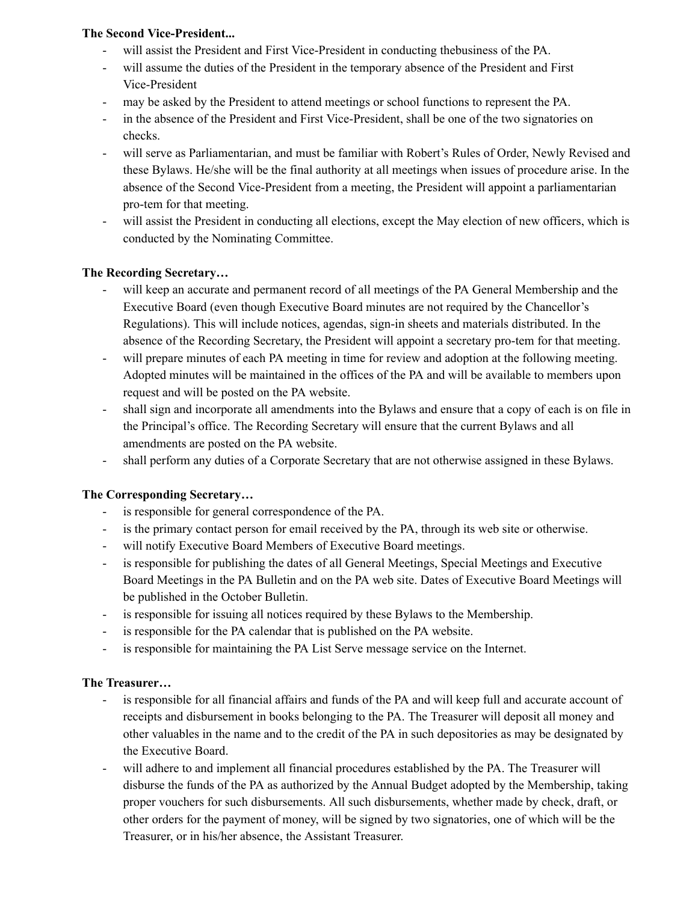**The Second Vice-President...**

- will assist the President and First Vice-President in conducting thebusiness of the PA.
- will assume the duties of the President in the temporary absence of the President and First Vice-President
- may be asked by the President to attend meetings or school functions to represent the PA.
- in the absence of the President and First Vice-President, shall be one of the two signatories on checks.
- will serve as Parliamentarian, and must be familiar with Robert's Rules of Order, Newly Revised and these Bylaws. He/she will be the final authority at all meetings when issues of procedure arise. In the absence of the Second Vice-President from a meeting, the President will appoint a parliamentarian pro-tem for that meeting.
- will assist the President in conducting all elections, except the May election of new officers, which is conducted by the Nominating Committee.

**The Recording Secretary…**

- will keep an accurate and permanent record of all meetings of the PA General Membership and the Executive Board (even though Executive Board minutes are not required by the Chancellor's Regulations). This will include notices, agendas, sign-in sheets and materials distributed. In the absence of the Recording Secretary, the President will appoint a secretary pro-tem for that meeting.
- will prepare minutes of each PA meeting in time for review and adoption at the following meeting. Adopted minutes will be maintained in the offices of the PA and will be available to members upon request and will be posted on the PA website.
- shall sign and incorporate all amendments into the Bylaws and ensure that a copy of each is on file in the Principal's office. The Recording Secretary will ensure that the current Bylaws and all amendments are posted on the PA website.
- shall perform any duties of a Corporate Secretary that are not otherwise assigned in these Bylaws.

**The Corresponding Secretary…**

- is responsible for general correspondence of the PA.
- is the primary contact person for email received by the PA, through its web site or otherwise.
- will notify Executive Board Members of Executive Board meetings.
- is responsible for publishing the dates of all General Meetings, Special Meetings and Executive Board Meetings in the PA Bulletin and on the PA web site. Dates of Executive Board Meetings will be published in the October Bulletin.
- is responsible for issuing all notices required by these Bylaws to the Membership.
- is responsible for the PA calendar that is published on the PA website.
- is responsible for maintaining the PA List Serve message service on the Internet.

**The Treasurer…**

- is responsible for all financial affairs and funds of the PA and will keep full and accurate account of receipts and disbursement in books belonging to the PA. The Treasurer will deposit all money and other valuables in the name and to the credit of the PA in such depositories as may be designated by the Executive Board.
- will adhere to and implement all financial procedures established by the PA. The Treasurer will disburse the funds of the PA as authorized by the Annual Budget adopted by the Membership, taking proper vouchers for such disbursements. All such disbursements, whether made by check, draft, or other orders for the payment of money, will be signed by two signatories, one of which will be the Treasurer, or in his/her absence, the Assistant Treasurer.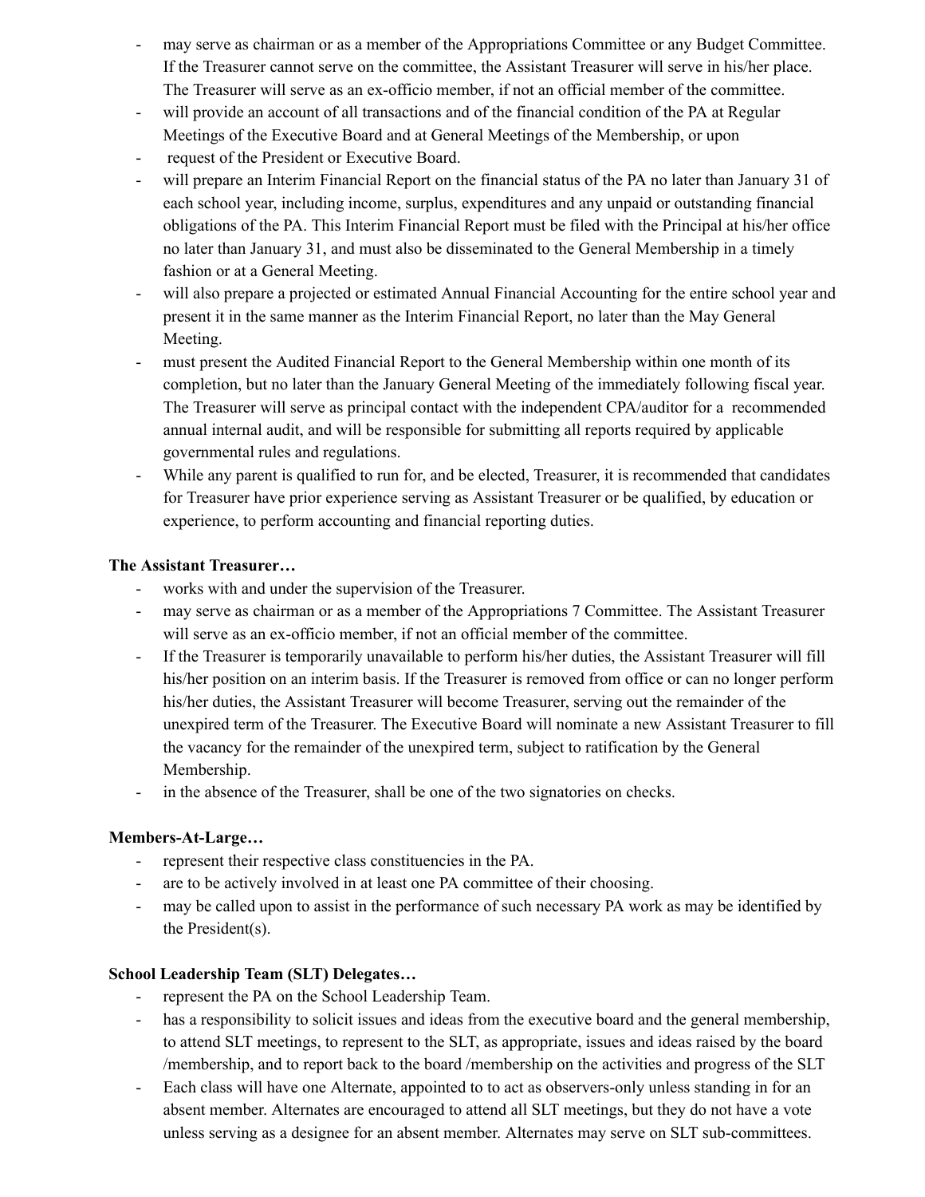- may serve as chairman or as a member of the Appropriations Committee or any Budget Committee. If the Treasurer cannot serve on the committee, the Assistant Treasurer will serve in his/her place. The Treasurer will serve as an ex-officio member, if not an official member of the committee.
- will provide an account of all transactions and of the financial condition of the PA at Regular Meetings of the Executive Board and at General Meetings of the Membership, or upon
- request of the President or Executive Board.
- will prepare an Interim Financial Report on the financial status of the PA no later than January 31 of each school year, including income, surplus, expenditures and any unpaid or outstanding financial obligations of the PA. This Interim Financial Report must be filed with the Principal at his/her office no later than January 31, and must also be disseminated to the General Membership in a timely fashion or at a General Meeting.
- will also prepare a projected or estimated Annual Financial Accounting for the entire school year and present it in the same manner as the Interim Financial Report, no later than the May General Meeting.
- must present the Audited Financial Report to the General Membership within one month of its completion, but no later than the January General Meeting of the immediately following fiscal year. The Treasurer will serve as principal contact with the independent CPA/auditor for a recommended annual internal audit, and will be responsible for submitting all reports required by applicable governmental rules and regulations.
- While any parent is qualified to run for, and be elected, Treasurer, it is recommended that candidates for Treasurer have prior experience serving as Assistant Treasurer or be qualified, by education or experience, to perform accounting and financial reporting duties.

**The Assistant Treasurer…**

- works with and under the supervision of the Treasurer.
- may serve as chairman or as a member of the Appropriations 7 Committee. The Assistant Treasurer will serve as an ex-officio member, if not an official member of the committee.
- If the Treasurer is temporarily unavailable to perform his/her duties, the Assistant Treasurer will fill his/her position on an interim basis. If the Treasurer is removed from office or can no longer perform his/her duties, the Assistant Treasurer will become Treasurer, serving out the remainder of the unexpired term of the Treasurer. The Executive Board will nominate a new Assistant Treasurer to fill the vacancy for the remainder of the unexpired term, subject to ratification by the General Membership.
- in the absence of the Treasurer, shall be one of the two signatories on checks.

**Members-At-Large…**

- represent their respective class constituencies in the PA.
- are to be actively involved in at least one PA committee of their choosing.
- may be called upon to assist in the performance of such necessary PA work as may be identified by the President(s).

**School Leadership Team (SLT) Delegates…**

- represent the PA on the School Leadership Team.
- has a responsibility to solicit issues and ideas from the executive board and the general membership, to attend SLT meetings, to represent to the SLT, as appropriate, issues and ideas raised by the board /membership, and to report back to the board /membership on the activities and progress of the SLT
- Each class will have one Alternate, appointed to to act as observers-only unless standing in for an absent member. Alternates are encouraged to attend all SLT meetings, but they do not have a vote unless serving as a designee for an absent member. Alternates may serve on SLT sub-committees.